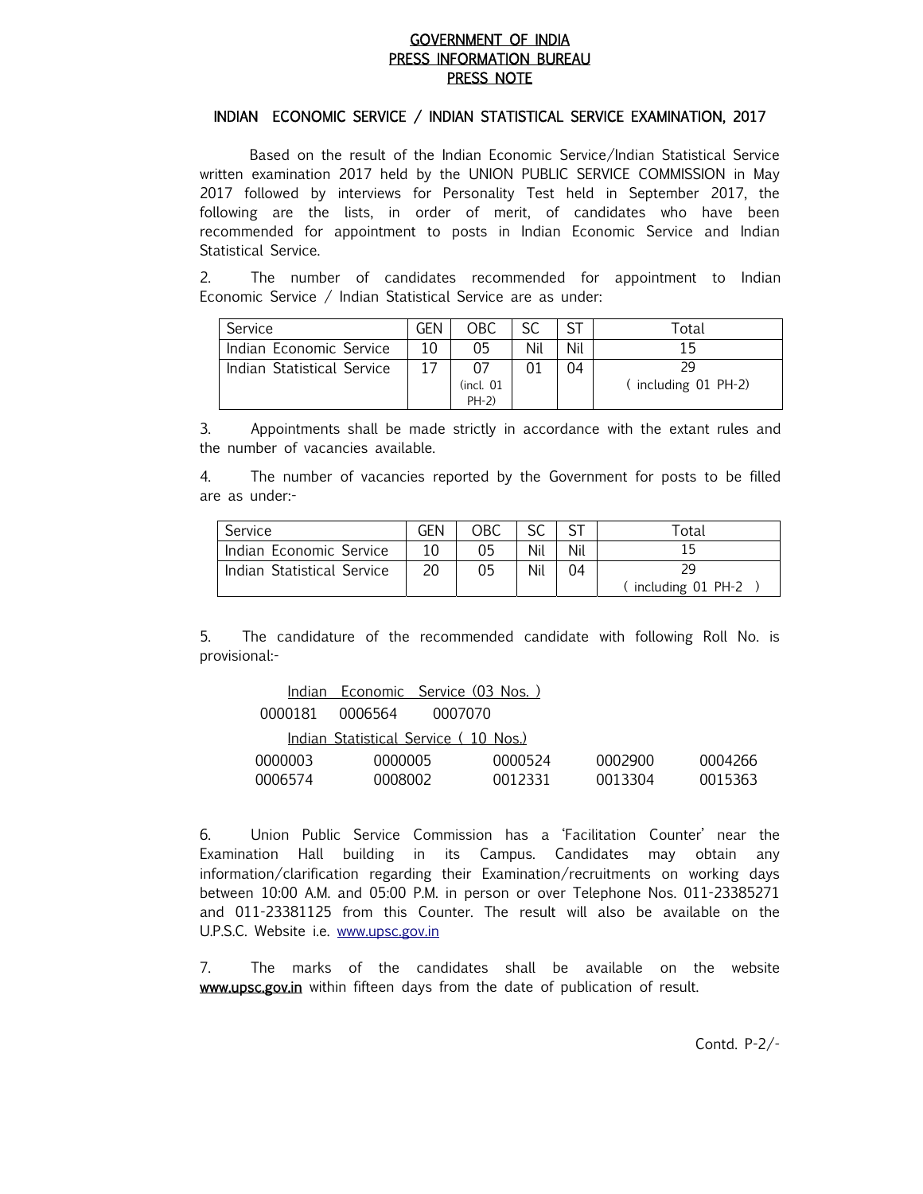# GOVERNMENT OF INDIA
# PRESS INFORMATION BUREAU
# PRESS NOTE

## INDIAN ECONOMIC SERVICE / INDIAN STATISTICAL SERVICE EXAMINATION, 2017

Based on the result of the Indian Economic Service/Indian Statistical Service written examination 2017 held by the UNION PUBLIC SERVICE COMMISSION in May 2017 followed by interviews for Personality Test held in September 2017, the following are the lists, in order of merit, of candidates who have been recommended for appointment to posts in Indian Economic Service and Indian Statistical Service.

2. The number of candidates recommended for appointment to Indian Economic Service / Indian Statistical Service are as under:

| Service | GEN | OBC | SC | ST | Total |
|---|---|---|---|---|---|
| Indian Economic Service | 10 | 05 | Nil | Nil | 15 |
| Indian Statistical Service | 17 | 07 (incl. 01 PH-2) | 01 | 04 | 29 ( including 01 PH-2) |

3. Appointments shall be made strictly in accordance with the extant rules and the number of vacancies available.

4. The number of vacancies reported by the Government for posts to be filled are as under:-

| Service | GEN | OBC | SC | ST | Total |
|---|---|---|---|---|---|
| Indian Economic Service | 10 | 05 | Nil | Nil | 15 |
| Indian Statistical Service | 20 | 05 | Nil | 04 | 29 ( including 01 PH-2 ) |

5. The candidature of the recommended candidate with following Roll No. is provisional:-

Indian Economic Service (03 Nos. )

0000181 0006564 0007070

Indian Statistical Service ( 10 Nos.)

| | | | | |
|---|---|---|---|---|
| 0000003 | 0000005 | 0000524 | 0002900 | 0004266 |
| 0006574 | 0008002 | 0012331 | 0013304 | 0015363 |

6. Union Public Service Commission has a 'Facilitation Counter' near the Examination Hall building in its Campus. Candidates may obtain any information/clarification regarding their Examination/recruitments on working days between 10:00 A.M. and 05:00 P.M. in person or over Telephone Nos. 011-23385271 and 011-23381125 from this Counter. The result will also be available on the U.P.S.C. Website i.e. www.upsc.gov.in

7. The marks of the candidates shall be available on the website **www.upsc.gov.in** within fifteen days from the date of publication of result.

Contd. P-2/-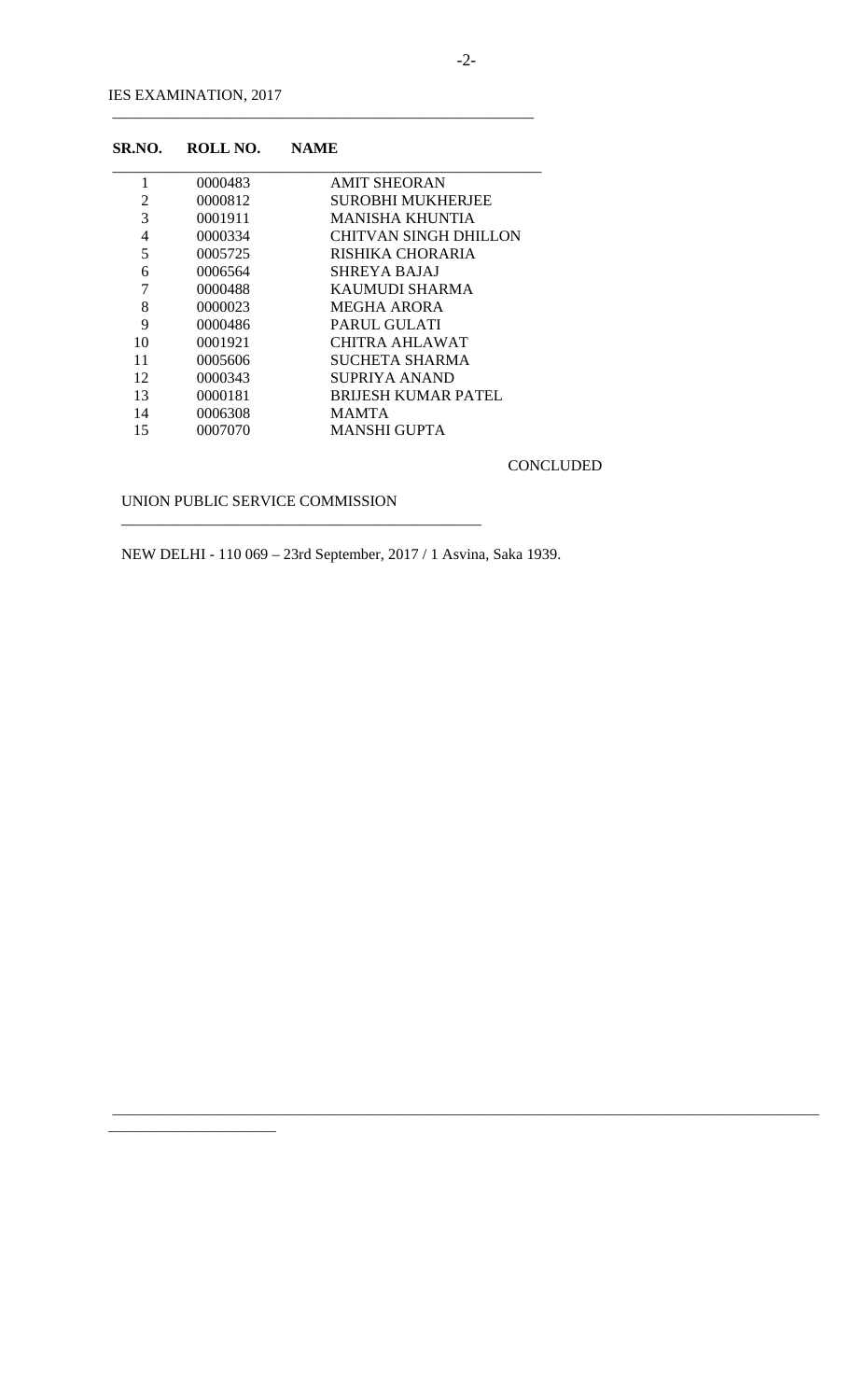IES EXAMINATION, 2017

| SR.NO. | ROLL NO. | NAME |
|---|---|---|
| 1 | 0000483 | AMIT SHEORAN |
| 2 | 0000812 | SUROBHI MUKHERJEE |
| 3 | 0001911 | MANISHA KHUNTIA |
| 4 | 0000334 | CHITVAN SINGH DHILLON |
| 5 | 0005725 | RISHIKA CHORARIA |
| 6 | 0006564 | SHREYA BAJAJ |
| 7 | 0000488 | KAUMUDI SHARMA |
| 8 | 0000023 | MEGHA ARORA |
| 9 | 0000486 | PARUL GULATI |
| 10 | 0001921 | CHITRA AHLAWAT |
| 11 | 0005606 | SUCHETA SHARMA |
| 12 | 0000343 | SUPRIYA ANAND |
| 13 | 0000181 | BRIJESH KUMAR PATEL |
| 14 | 0006308 | MAMTA |
| 15 | 0007070 | MANSHI GUPTA |

CONCLUDED

UNION PUBLIC SERVICE COMMISSION

NEW DELHI - 110 069 – 23rd September, 2017 / 1 Asvina, Saka 1939.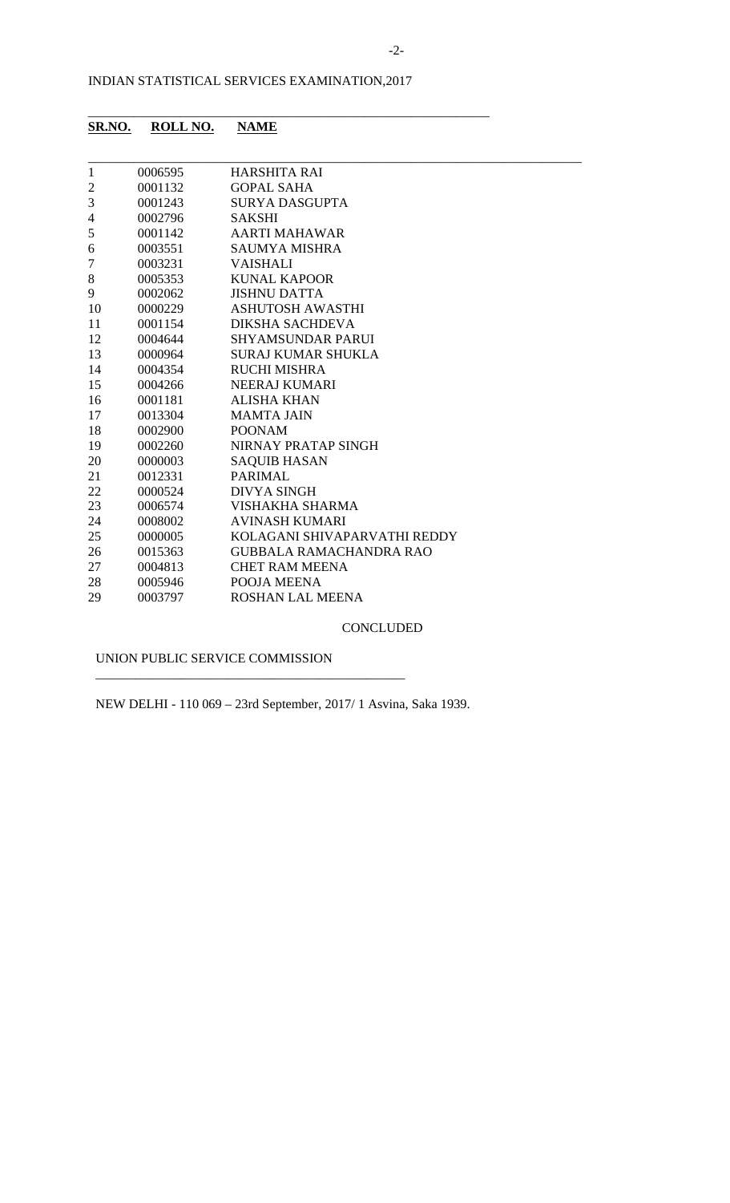INDIAN STATISTICAL SERVICES EXAMINATION,2017

| SR.NO. | ROLL NO. | NAME |
|---|---|---|
| 1 | 0006595 | HARSHITA RAI |
| 2 | 0001132 | GOPAL SAHA |
| 3 | 0001243 | SURYA DASGUPTA |
| 4 | 0002796 | SAKSHI |
| 5 | 0001142 | AARTI MAHAWAR |
| 6 | 0003551 | SAUMYA MISHRA |
| 7 | 0003231 | VAISHALI |
| 8 | 0005353 | KUNAL KAPOOR |
| 9 | 0002062 | JISHNU DATTA |
| 10 | 0000229 | ASHUTOSH AWASTHI |
| 11 | 0001154 | DIKSHA SACHDEVA |
| 12 | 0004644 | SHYAMSUNDAR PARUI |
| 13 | 0000964 | SURAJ KUMAR SHUKLA |
| 14 | 0004354 | RUCHI MISHRA |
| 15 | 0004266 | NEERAJ KUMARI |
| 16 | 0001181 | ALISHA KHAN |
| 17 | 0013304 | MAMTA JAIN |
| 18 | 0002900 | POONAM |
| 19 | 0002260 | NIRNAY PRATAP SINGH |
| 20 | 0000003 | SAQUIB HASAN |
| 21 | 0012331 | PARIMAL |
| 22 | 0000524 | DIVYA SINGH |
| 23 | 0006574 | VISHAKHA SHARMA |
| 24 | 0008002 | AVINASH KUMARI |
| 25 | 0000005 | KOLAGANI SHIVAPARVATHI REDDY |
| 26 | 0015363 | GUBBALA RAMACHANDRA RAO |
| 27 | 0004813 | CHET RAM MEENA |
| 28 | 0005946 | POOJA MEENA |
| 29 | 0003797 | ROSHAN LAL MEENA |

CONCLUDED

UNION PUBLIC SERVICE COMMISSION

NEW DELHI - 110 069 – 23rd September, 2017/ 1 Asvina, Saka 1939.